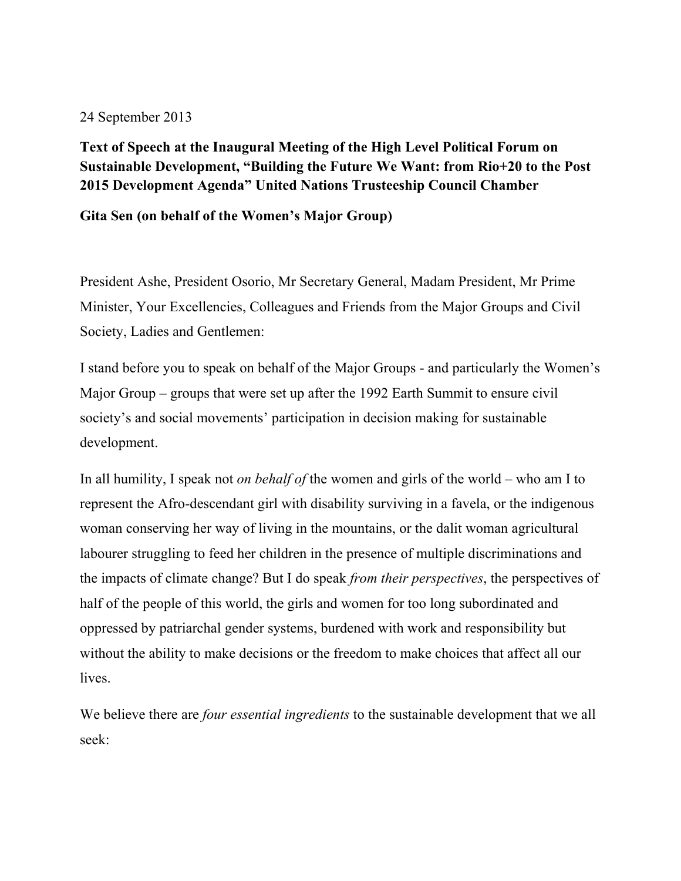24 September 2013

**Text of Speech at the Inaugural Meeting of the High Level Political Forum on Sustainable Development, "Building the Future We Want: from Rio+20 to the Post 2015 Development Agenda" United Nations Trusteeship Council Chamber**

**Gita Sen (on behalf of the Women's Major Group)**

President Ashe, President Osorio, Mr Secretary General, Madam President, Mr Prime Minister, Your Excellencies, Colleagues and Friends from the Major Groups and Civil Society, Ladies and Gentlemen:

I stand before you to speak on behalf of the Major Groups - and particularly the Women's Major Group – groups that were set up after the 1992 Earth Summit to ensure civil society's and social movements' participation in decision making for sustainable development.

In all humility, I speak not *on behalf of* the women and girls of the world – who am I to represent the Afro-descendant girl with disability surviving in a favela, or the indigenous woman conserving her way of living in the mountains, or the dalit woman agricultural labourer struggling to feed her children in the presence of multiple discriminations and the impacts of climate change? But I do speak *from their perspectives*, the perspectives of half of the people of this world, the girls and women for too long subordinated and oppressed by patriarchal gender systems, burdened with work and responsibility but without the ability to make decisions or the freedom to make choices that affect all our lives.

We believe there are *four essential ingredients* to the sustainable development that we all seek: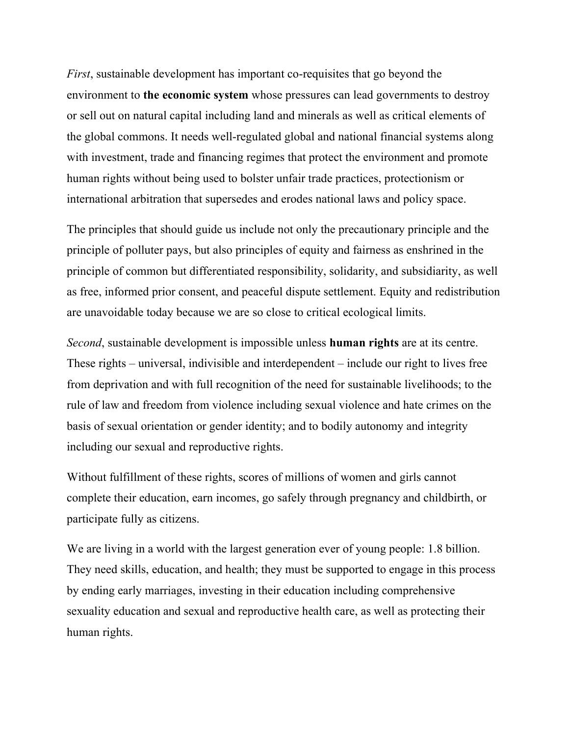*First*, sustainable development has important co-requisites that go beyond the environment to **the economic system** whose pressures can lead governments to destroy or sell out on natural capital including land and minerals as well as critical elements of the global commons. It needs well-regulated global and national financial systems along with investment, trade and financing regimes that protect the environment and promote human rights without being used to bolster unfair trade practices, protectionism or international arbitration that supersedes and erodes national laws and policy space.

The principles that should guide us include not only the precautionary principle and the principle of polluter pays, but also principles of equity and fairness as enshrined in the principle of common but differentiated responsibility, solidarity, and subsidiarity, as well as free, informed prior consent, and peaceful dispute settlement. Equity and redistribution are unavoidable today because we are so close to critical ecological limits.

*Second*, sustainable development is impossible unless **human rights** are at its centre. These rights – universal, indivisible and interdependent – include our right to lives free from deprivation and with full recognition of the need for sustainable livelihoods; to the rule of law and freedom from violence including sexual violence and hate crimes on the basis of sexual orientation or gender identity; and to bodily autonomy and integrity including our sexual and reproductive rights.

Without fulfillment of these rights, scores of millions of women and girls cannot complete their education, earn incomes, go safely through pregnancy and childbirth, or participate fully as citizens.

We are living in a world with the largest generation ever of young people: 1.8 billion. They need skills, education, and health; they must be supported to engage in this process by ending early marriages, investing in their education including comprehensive sexuality education and sexual and reproductive health care, as well as protecting their human rights.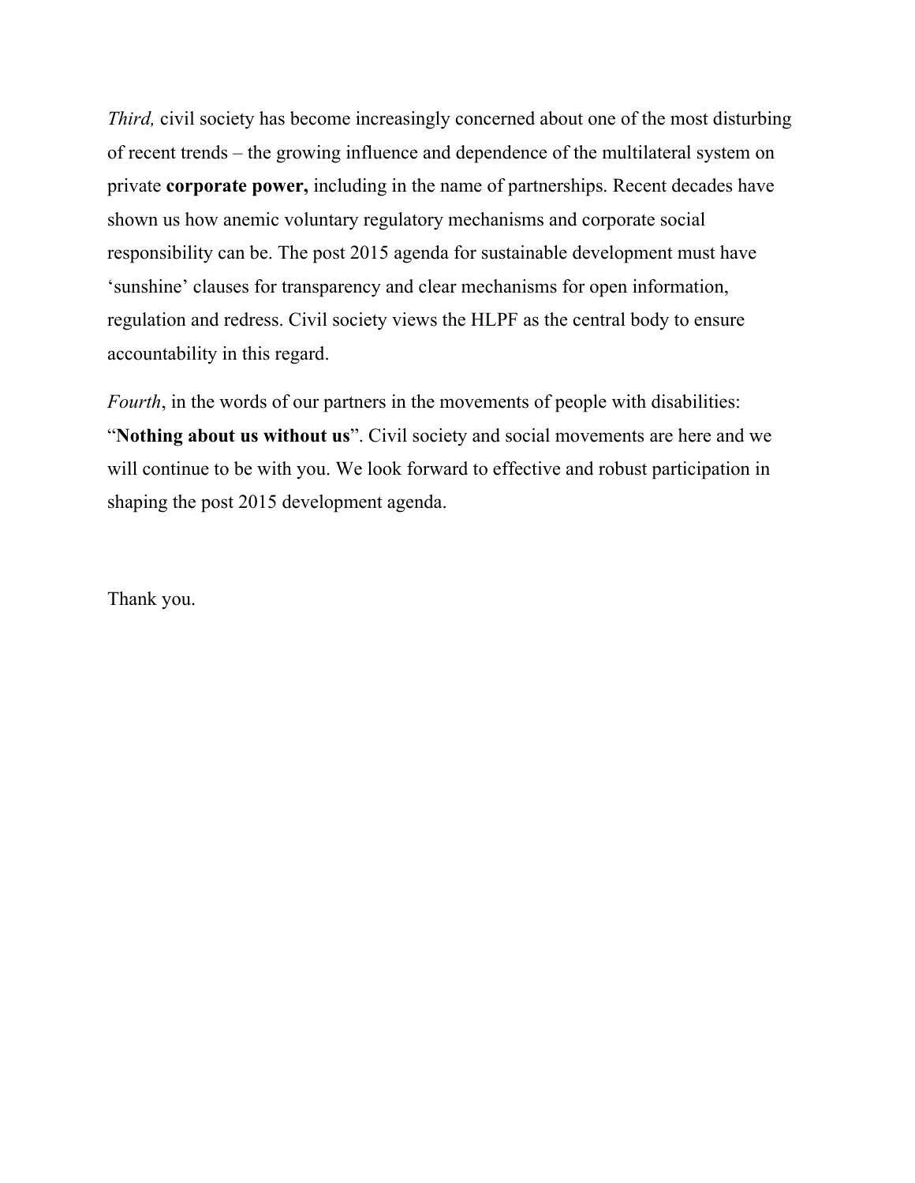*Third,* civil society has become increasingly concerned about one of the most disturbing of recent trends – the growing influence and dependence of the multilateral system on private **corporate power,** including in the name of partnerships. Recent decades have shown us how anemic voluntary regulatory mechanisms and corporate social responsibility can be. The post 2015 agenda for sustainable development must have 'sunshine' clauses for transparency and clear mechanisms for open information, regulation and redress. Civil society views the HLPF as the central body to ensure accountability in this regard.

*Fourth*, in the words of our partners in the movements of people with disabilities: "**Nothing about us without us**". Civil society and social movements are here and we will continue to be with you. We look forward to effective and robust participation in shaping the post 2015 development agenda.

Thank you.